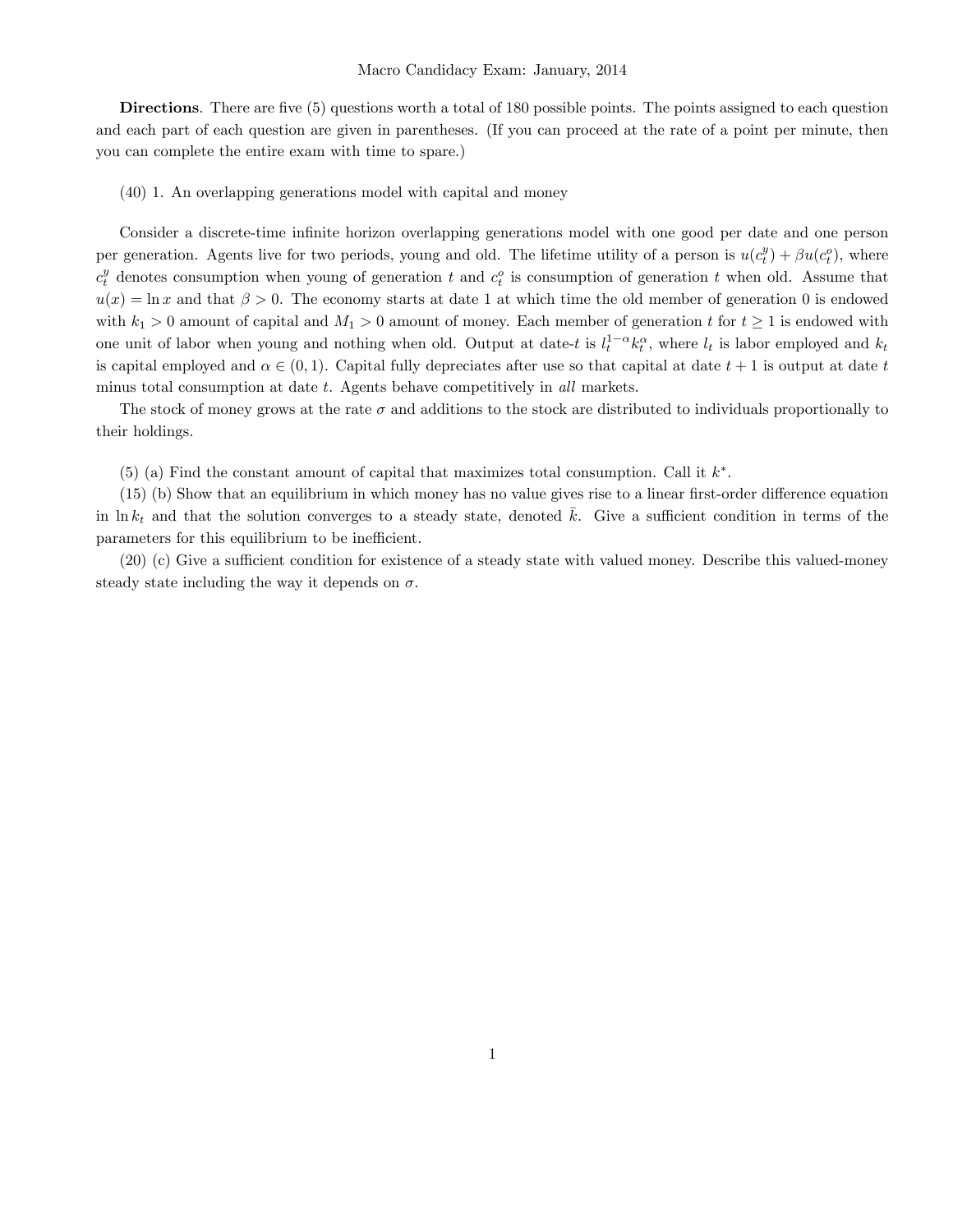Macro Candidacy Exam: January, 2014

**Directions**. There are five (5) questions worth a total of 180 possible points. The points assigned to each question and each part of each question are given in parentheses. (If you can proceed at the rate of a point per minute, then you can complete the entire exam with time to spare.)

(40) 1. An overlapping generations model with capital and money

Consider a discrete-time infinite horizon overlapping generations model with one good per date and one person per generation. Agents live for two periods, young and old. The lifetime utility of a person is $u(c_t^y) + \beta u(c_t^o)$, where $c_t^y$ denotes consumption when young of generation $t$ and $c_t^o$ is consumption of generation $t$ when old. Assume that $u(x) = \ln x$ and that $\beta > 0$. The economy starts at date 1 at which time the old member of generation 0 is endowed with $k_1 > 0$ amount of capital and $M_1 > 0$ amount of money. Each member of generation $t$ for $t \geq 1$ is endowed with one unit of labor when young and nothing when old. Output at date-$t$ is $l_t^{1-\alpha} k_t^{\alpha}$, where $l_t$ is labor employed and $k_t$ is capital employed and $\alpha \in (0, 1)$. Capital fully depreciates after use so that capital at date $t+1$ is output at date $t$ minus total consumption at date $t$. Agents behave competitively in *all* markets.

The stock of money grows at the rate $\sigma$ and additions to the stock are distributed to individuals proportionally to their holdings.

(5) (a) Find the constant amount of capital that maximizes total consumption. Call it $k^*$.

(15) (b) Show that an equilibrium in which money has no value gives rise to a linear first-order difference equation in $\ln k_t$ and that the solution converges to a steady state, denoted $\bar{k}$. Give a sufficient condition in terms of the parameters for this equilibrium to be inefficient.

(20) (c) Give a sufficient condition for existence of a steady state with valued money. Describe this valued-money steady state including the way it depends on $\sigma$.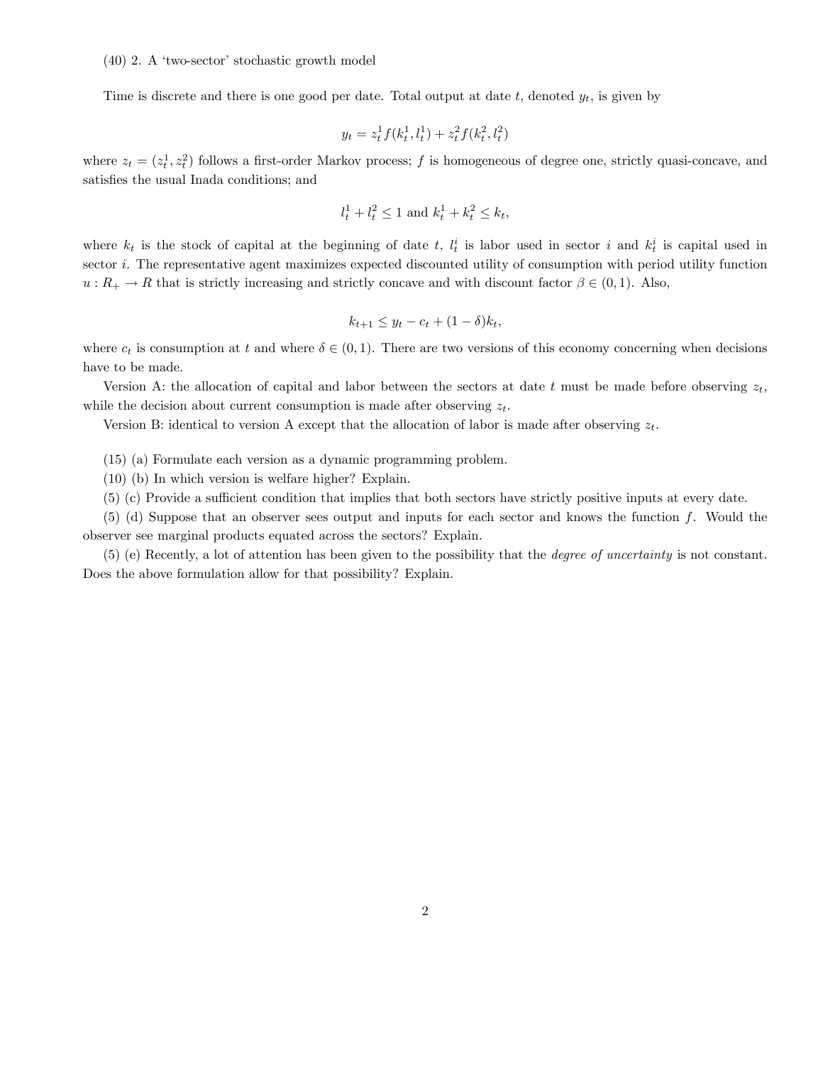(40) 2. A 'two-sector' stochastic growth model

Time is discrete and there is one good per date. Total output at date $t$, denoted $y_t$, is given by

$$y_t = z_t^1 f(k_t^1, l_t^1) + z_t^2 f(k_t^2, l_t^2)$$

where $z_t = (z_t^1, z_t^2)$ follows a first-order Markov process; $f$ is homogeneous of degree one, strictly quasi-concave, and satisfies the usual Inada conditions; and

$$l_t^1 + l_t^2 \leq 1 \text{ and } k_t^1 + k_t^2 \leq k_t,$$

where $k_t$ is the stock of capital at the beginning of date $t$, $l_t^i$ is labor used in sector $i$ and $k_t^i$ is capital used in sector $i$. The representative agent maximizes expected discounted utility of consumption with period utility function $u : R_+ \to R$ that is strictly increasing and strictly concave and with discount factor $\beta \in (0, 1)$. Also,

$$k_{t+1} \leq y_t - c_t + (1 - \delta)k_t,$$

where $c_t$ is consumption at $t$ and where $\delta \in (0, 1)$. There are two versions of this economy concerning when decisions have to be made.

Version A: the allocation of capital and labor between the sectors at date $t$ must be made before observing $z_t$, while the decision about current consumption is made after observing $z_t$.

Version B: identical to version A except that the allocation of labor is made after observing $z_t$.

(15) (a) Formulate each version as a dynamic programming problem.

(10) (b) In which version is welfare higher? Explain.

(5) (c) Provide a sufficient condition that implies that both sectors have strictly positive inputs at every date.

(5) (d) Suppose that an observer sees output and inputs for each sector and knows the function $f$. Would the observer see marginal products equated across the sectors? Explain.

(5) (e) Recently, a lot of attention has been given to the possibility that the *degree of uncertainty* is not constant. Does the above formulation allow for that possibility? Explain.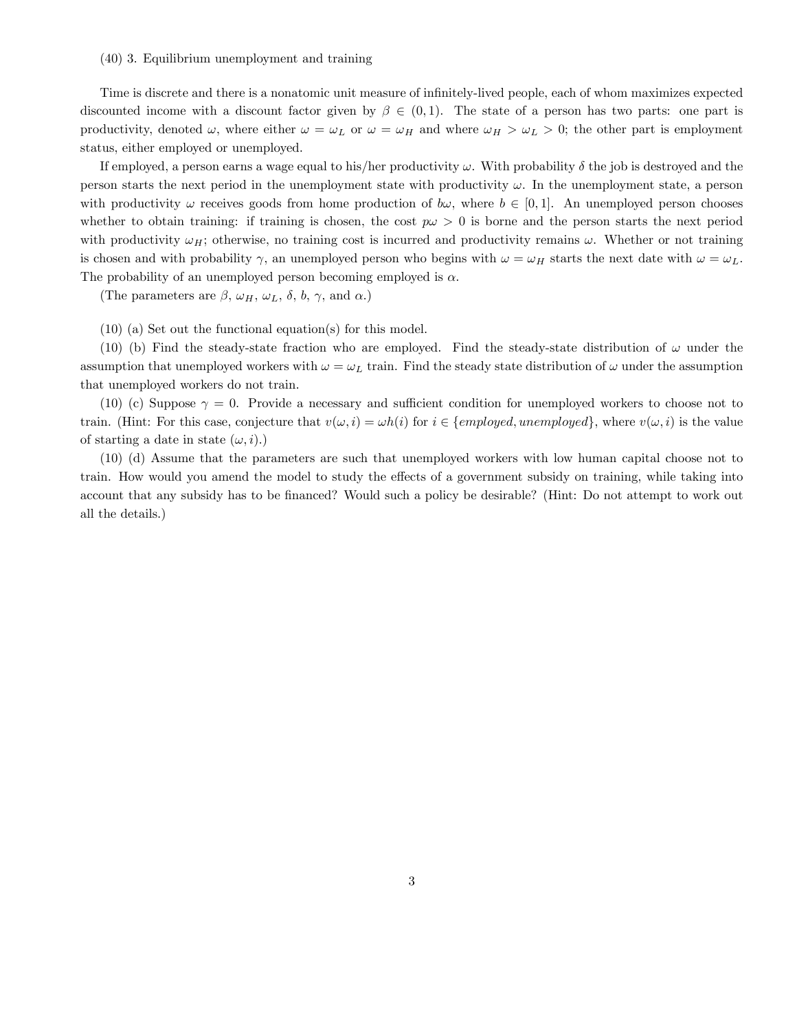(40) 3. Equilibrium unemployment and training

Time is discrete and there is a nonatomic unit measure of infinitely-lived people, each of whom maximizes expected discounted income with a discount factor given by $\beta \in (0,1)$. The state of a person has two parts: one part is productivity, denoted $\omega$, where either $\omega = \omega_L$ or $\omega = \omega_H$ and where $\omega_H > \omega_L > 0$; the other part is employment status, either employed or unemployed.

If employed, a person earns a wage equal to his/her productivity $\omega$. With probability $\delta$ the job is destroyed and the person starts the next period in the unemployment state with productivity $\omega$. In the unemployment state, a person with productivity $\omega$ receives goods from home production of $b\omega$, where $b \in [0,1]$. An unemployed person chooses whether to obtain training: if training is chosen, the cost $p\omega > 0$ is borne and the person starts the next period with productivity $\omega_H$; otherwise, no training cost is incurred and productivity remains $\omega$. Whether or not training is chosen and with probability $\gamma$, an unemployed person who begins with $\omega = \omega_H$ starts the next date with $\omega = \omega_L$. The probability of an unemployed person becoming employed is $\alpha$.

(The parameters are $\beta$, $\omega_H$, $\omega_L$, $\delta$, $b$, $\gamma$, and $\alpha$.)

(10) (a) Set out the functional equation(s) for this model.

(10) (b) Find the steady-state fraction who are employed. Find the steady-state distribution of $\omega$ under the assumption that unemployed workers with $\omega = \omega_L$ train. Find the steady state distribution of $\omega$ under the assumption that unemployed workers do not train.

(10) (c) Suppose $\gamma = 0$. Provide a necessary and sufficient condition for unemployed workers to choose not to train. (Hint: For this case, conjecture that $v(\omega, i) = \omega h(i)$ for $i \in \{employed, unemployed\}$, where $v(\omega, i)$ is the value of starting a date in state $(\omega, i)$.)

(10) (d) Assume that the parameters are such that unemployed workers with low human capital choose not to train. How would you amend the model to study the effects of a government subsidy on training, while taking into account that any subsidy has to be financed? Would such a policy be desirable? (Hint: Do not attempt to work out all the details.)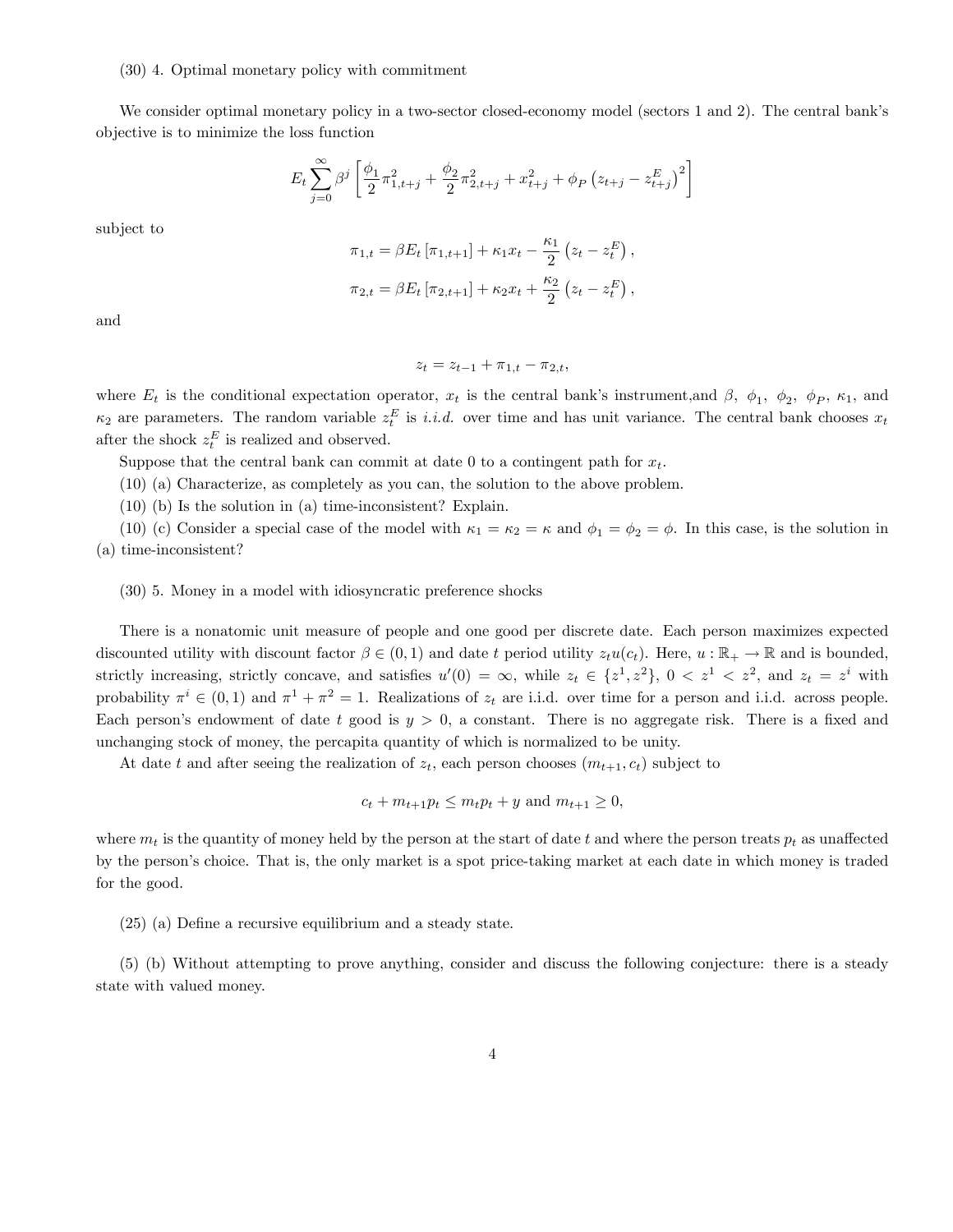(30) 4. Optimal monetary policy with commitment

We consider optimal monetary policy in a two-sector closed-economy model (sectors 1 and 2). The central bank's objective is to minimize the loss function

$$E_t \sum_{j=0}^{\infty} \beta^j \left[ \frac{\phi_1}{2} \pi_{1,t+j}^2 + \frac{\phi_2}{2} \pi_{2,t+j}^2 + x_{t+j}^2 + \phi_P \left( z_{t+j} - z_{t+j}^E \right)^2 \right]$$

subject to

$$\pi_{1,t} = \beta E_t \left[ \pi_{1,t+1} \right] + \kappa_1 x_t - \frac{\kappa_1}{2} \left( z_t - z_t^E \right),$$

$$\pi_{2,t} = \beta E_t \left[ \pi_{2,t+1} \right] + \kappa_2 x_t + \frac{\kappa_2}{2} \left( z_t - z_t^E \right),$$

and

$$z_t = z_{t-1} + \pi_{1,t} - \pi_{2,t},$$

where $E_t$ is the conditional expectation operator, $x_t$ is the central bank's instrument,and $\beta$, $\phi_1$, $\phi_2$, $\phi_P$, $\kappa_1$, and $\kappa_2$ are parameters. The random variable $z_t^E$ is *i.i.d.* over time and has unit variance. The central bank chooses $x_t$ after the shock $z_t^E$ is realized and observed.

Suppose that the central bank can commit at date 0 to a contingent path for $x_t$.

(10) (a) Characterize, as completely as you can, the solution to the above problem.

(10) (b) Is the solution in (a) time-inconsistent? Explain.

(10) (c) Consider a special case of the model with $\kappa_1 = \kappa_2 = \kappa$ and $\phi_1 = \phi_2 = \phi$. In this case, is the solution in (a) time-inconsistent?

(30) 5. Money in a model with idiosyncratic preference shocks

There is a nonatomic unit measure of people and one good per discrete date. Each person maximizes expected discounted utility with discount factor $\beta \in (0, 1)$ and date $t$ period utility $z_t u(c_t)$. Here, $u : \mathbb{R}_+ \to \mathbb{R}$ and is bounded, strictly increasing, strictly concave, and satisfies $u'(0) = \infty$, while $z_t \in \{z^1, z^2\}$, $0 < z^1 < z^2$, and $z_t = z^i$ with probability $\pi^i \in (0, 1)$ and $\pi^1 + \pi^2 = 1$. Realizations of $z_t$ are i.i.d. over time for a person and i.i.d. across people. Each person's endowment of date $t$ good is $y > 0$, a constant. There is no aggregate risk. There is a fixed and unchanging stock of money, the percapita quantity of which is normalized to be unity.

At date $t$ and after seeing the realization of $z_t$, each person chooses $(m_{t+1}, c_t)$ subject to

$$c_t + m_{t+1} p_t \leq m_t p_t + y \text{ and } m_{t+1} \geq 0,$$

where $m_t$ is the quantity of money held by the person at the start of date $t$ and where the person treats $p_t$ as unaffected by the person's choice. That is, the only market is a spot price-taking market at each date in which money is traded for the good.

(25) (a) Define a recursive equilibrium and a steady state.

(5) (b) Without attempting to prove anything, consider and discuss the following conjecture: there is a steady state with valued money.